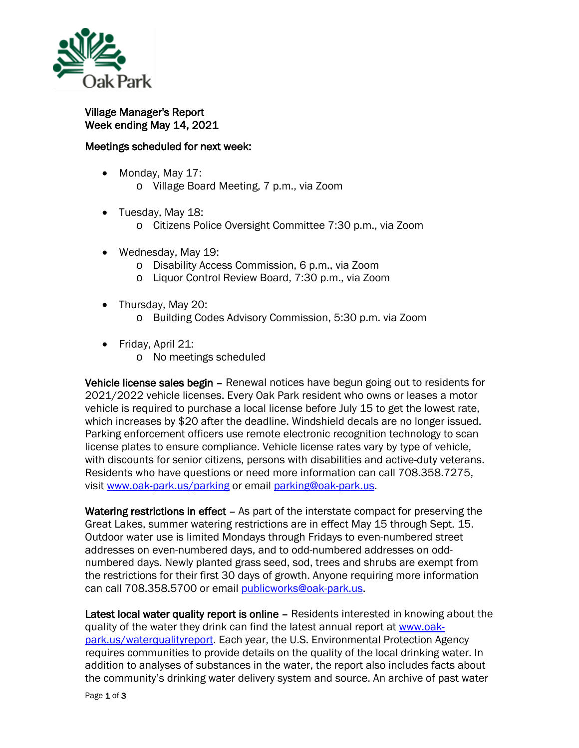# Village Manager's Report
## Week ending May 14, 2021

### Meetings scheduled for next week:

- Monday, May 17:
  - Village Board Meeting, 7 p.m., via Zoom

- Tuesday, May 18:
  - Citizens Police Oversight Committee 7:30 p.m., via Zoom

- Wednesday, May 19:
  - Disability Access Commission, 6 p.m., via Zoom
  - Liquor Control Review Board, 7:30 p.m., via Zoom

- Thursday, May 20:
  - Building Codes Advisory Commission, 5:30 p.m. via Zoom

- Friday, April 21:
  - No meetings scheduled

**Vehicle license sales begin** – Renewal notices have begun going out to residents for 2021/2022 vehicle licenses. Every Oak Park resident who owns or leases a motor vehicle is required to purchase a local license before July 15 to get the lowest rate, which increases by $20 after the deadline. Windshield decals are no longer issued. Parking enforcement officers use remote electronic recognition technology to scan license plates to ensure compliance. Vehicle license rates vary by type of vehicle, with discounts for senior citizens, persons with disabilities and active-duty veterans. Residents who have questions or need more information can call 708.358.7275, visit [www.oak-park.us/parking](www.oak-park.us/parking) or email [parking@oak-park.us](mailto:parking@oak-park.us).

**Watering restrictions in effect** – As part of the interstate compact for preserving the Great Lakes, summer watering restrictions are in effect May 15 through Sept. 15. Outdoor water use is limited Mondays through Fridays to even-numbered street addresses on even-numbered days, and to odd-numbered addresses on odd-numbered days. Newly planted grass seed, sod, trees and shrubs are exempt from the restrictions for their first 30 days of growth. Anyone requiring more information can call 708.358.5700 or email [publicworks@oak-park.us](mailto:publicworks@oak-park.us).

**Latest local water quality report is online** – Residents interested in knowing about the quality of the water they drink can find the latest annual report at [www.oak-park.us/waterqualityreport](www.oak-park.us/waterqualityreport). Each year, the U.S. Environmental Protection Agency requires communities to provide details on the quality of the local drinking water. In addition to analyses of substances in the water, the report also includes facts about the community's drinking water delivery system and source. An archive of past water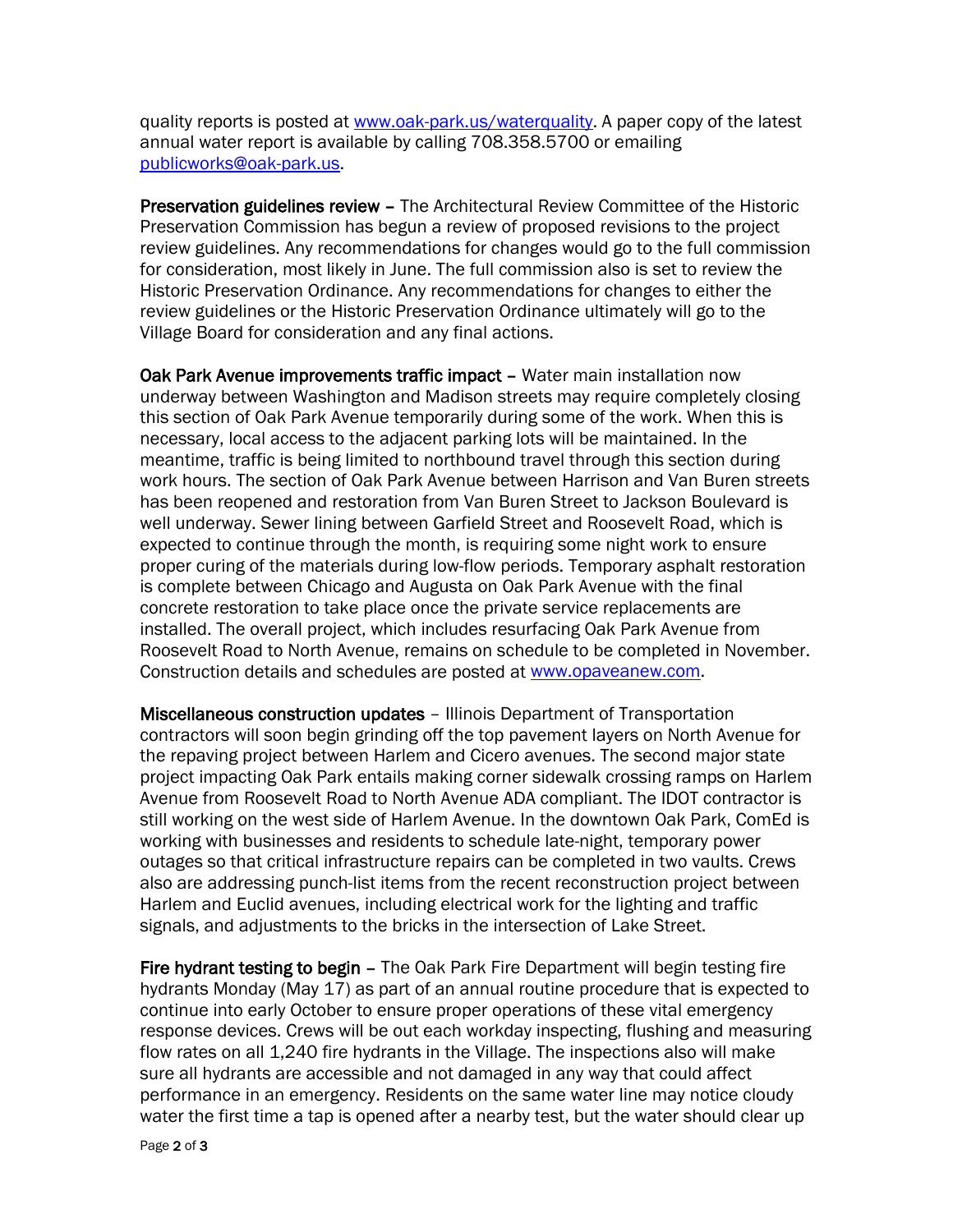quality reports is posted at [www.oak-park.us/waterquality](http://www.oak-park.us/waterquality). A paper copy of the latest annual water report is available by calling 708.358.5700 or emailing [publicworks@oak-park.us](mailto:publicworks@oak-park.us).

**Preservation guidelines review –** The Architectural Review Committee of the Historic Preservation Commission has begun a review of proposed revisions to the project review guidelines. Any recommendations for changes would go to the full commission for consideration, most likely in June. The full commission also is set to review the Historic Preservation Ordinance. Any recommendations for changes to either the review guidelines or the Historic Preservation Ordinance ultimately will go to the Village Board for consideration and any final actions.

**Oak Park Avenue improvements traffic impact –** Water main installation now underway between Washington and Madison streets may require completely closing this section of Oak Park Avenue temporarily during some of the work. When this is necessary, local access to the adjacent parking lots will be maintained. In the meantime, traffic is being limited to northbound travel through this section during work hours. The section of Oak Park Avenue between Harrison and Van Buren streets has been reopened and restoration from Van Buren Street to Jackson Boulevard is well underway. Sewer lining between Garfield Street and Roosevelt Road, which is expected to continue through the month, is requiring some night work to ensure proper curing of the materials during low-flow periods. Temporary asphalt restoration is complete between Chicago and Augusta on Oak Park Avenue with the final concrete restoration to take place once the private service replacements are installed. The overall project, which includes resurfacing Oak Park Avenue from Roosevelt Road to North Avenue, remains on schedule to be completed in November. Construction details and schedules are posted at [www.opaveanew.com](http://www.opaveanew.com).

**Miscellaneous construction updates** – Illinois Department of Transportation contractors will soon begin grinding off the top pavement layers on North Avenue for the repaving project between Harlem and Cicero avenues. The second major state project impacting Oak Park entails making corner sidewalk crossing ramps on Harlem Avenue from Roosevelt Road to North Avenue ADA compliant. The IDOT contractor is still working on the west side of Harlem Avenue. In the downtown Oak Park, ComEd is working with businesses and residents to schedule late-night, temporary power outages so that critical infrastructure repairs can be completed in two vaults. Crews also are addressing punch-list items from the recent reconstruction project between Harlem and Euclid avenues, including electrical work for the lighting and traffic signals, and adjustments to the bricks in the intersection of Lake Street.

**Fire hydrant testing to begin –** The Oak Park Fire Department will begin testing fire hydrants Monday (May 17) as part of an annual routine procedure that is expected to continue into early October to ensure proper operations of these vital emergency response devices. Crews will be out each workday inspecting, flushing and measuring flow rates on all 1,240 fire hydrants in the Village. The inspections also will make sure all hydrants are accessible and not damaged in any way that could affect performance in an emergency. Residents on the same water line may notice cloudy water the first time a tap is opened after a nearby test, but the water should clear up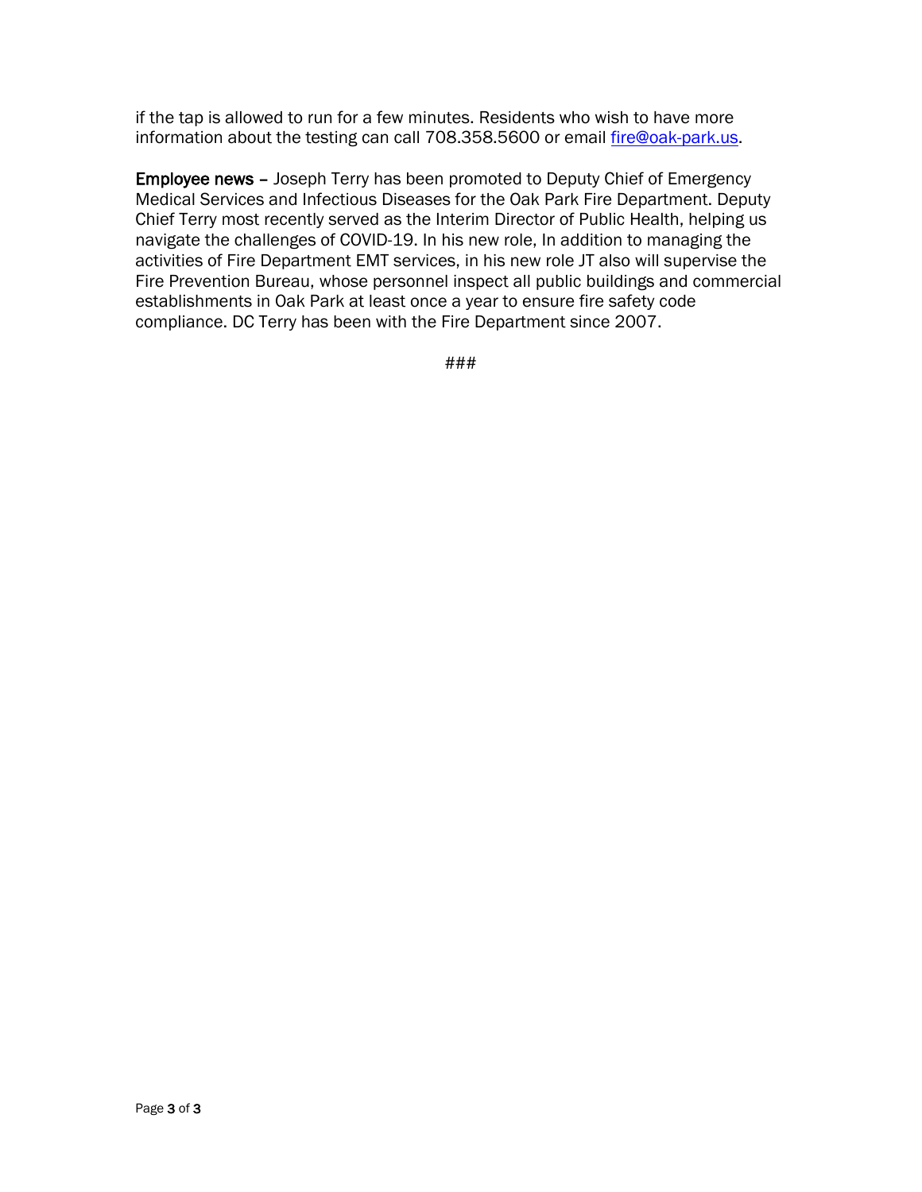if the tap is allowed to run for a few minutes. Residents who wish to have more information about the testing can call 708.358.5600 or email fire@oak-park.us.

**Employee news –** Joseph Terry has been promoted to Deputy Chief of Emergency Medical Services and Infectious Diseases for the Oak Park Fire Department. Deputy Chief Terry most recently served as the Interim Director of Public Health, helping us navigate the challenges of COVID-19. In his new role, In addition to managing the activities of Fire Department EMT services, in his new role JT also will supervise the Fire Prevention Bureau, whose personnel inspect all public buildings and commercial establishments in Oak Park at least once a year to ensure fire safety code compliance. DC Terry has been with the Fire Department since 2007.

###